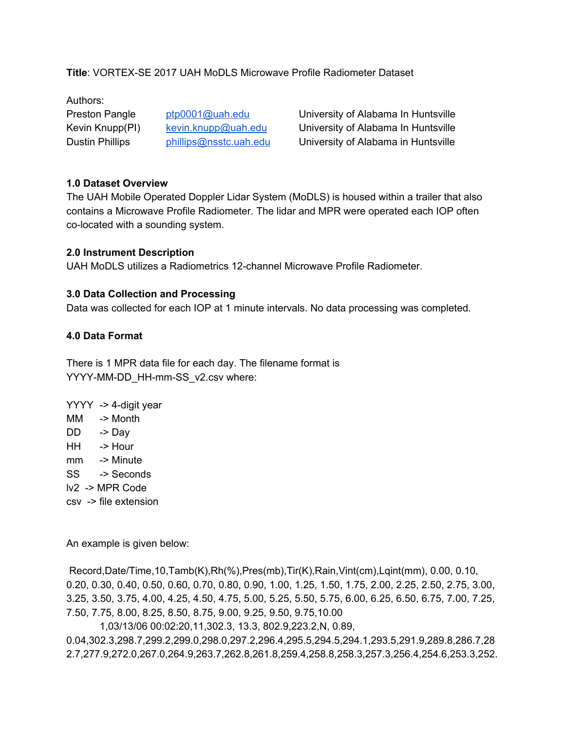**Title**: VORTEX-SE 2017 UAH MoDLS Microwave Profile Radiometer Dataset

Authors:

| | | |
|---|---|---|
| Preston Pangle | ptp0001@uah.edu | University of Alabama In Huntsville |
| Kevin Knupp(PI) | kevin.knupp@uah.edu | University of Alabama In Huntsville |
| Dustin Phillips | phillips@nsstc.uah.edu | University of Alabama in Huntsville |

**1.0 Dataset Overview**

The UAH Mobile Operated Doppler Lidar System (MoDLS) is housed within a trailer that also contains a Microwave Profile Radiometer. The lidar and MPR were operated each IOP often co-located with a sounding system.

**2.0 Instrument Description**

UAH MoDLS utilizes a Radiometrics 12-channel Microwave Profile Radiometer.

**3.0 Data Collection and Processing**

Data was collected for each IOP at 1 minute intervals. No data processing was completed.

**4.0 Data Format**

There is 1 MPR data file for each day. The filename format is YYYY-MM-DD_HH-mm-SS_v2.csv where:

YYYY -> 4-digit year
MM -> Month
DD -> Day
HH -> Hour
mm -> Minute
SS -> Seconds
lv2 -> MPR Code
csv -> file extension

An example is given below:

```
 Record,Date/Time,10,Tamb(K),Rh(%),Pres(mb),Tir(K),Rain,Vint(cm),Lqint(mm), 0.00, 0.10,
0.20, 0.30, 0.40, 0.50, 0.60, 0.70, 0.80, 0.90, 1.00, 1.25, 1.50, 1.75, 2.00, 2.25, 2.50, 2.75, 3.00,
3.25, 3.50, 3.75, 4.00, 4.25, 4.50, 4.75, 5.00, 5.25, 5.50, 5.75, 6.00, 6.25, 6.50, 6.75, 7.00, 7.25,
7.50, 7.75, 8.00, 8.25, 8.50, 8.75, 9.00, 9.25, 9.50, 9.75,10.00
     1,03/13/06 00:02:20,11,302.3, 13.3, 802.9,223.2,N, 0.89,
0.04,302.3,298.7,299.2,299.0,298.0,297.2,296.4,295.5,294.5,294.1,293.5,291.9,289.8,286.7,28
2.7,277.9,272.0,267.0,264.9,263.7,262.8,261.8,259.4,258.8,258.3,257.3,256.4,254.6,253.3,252.
```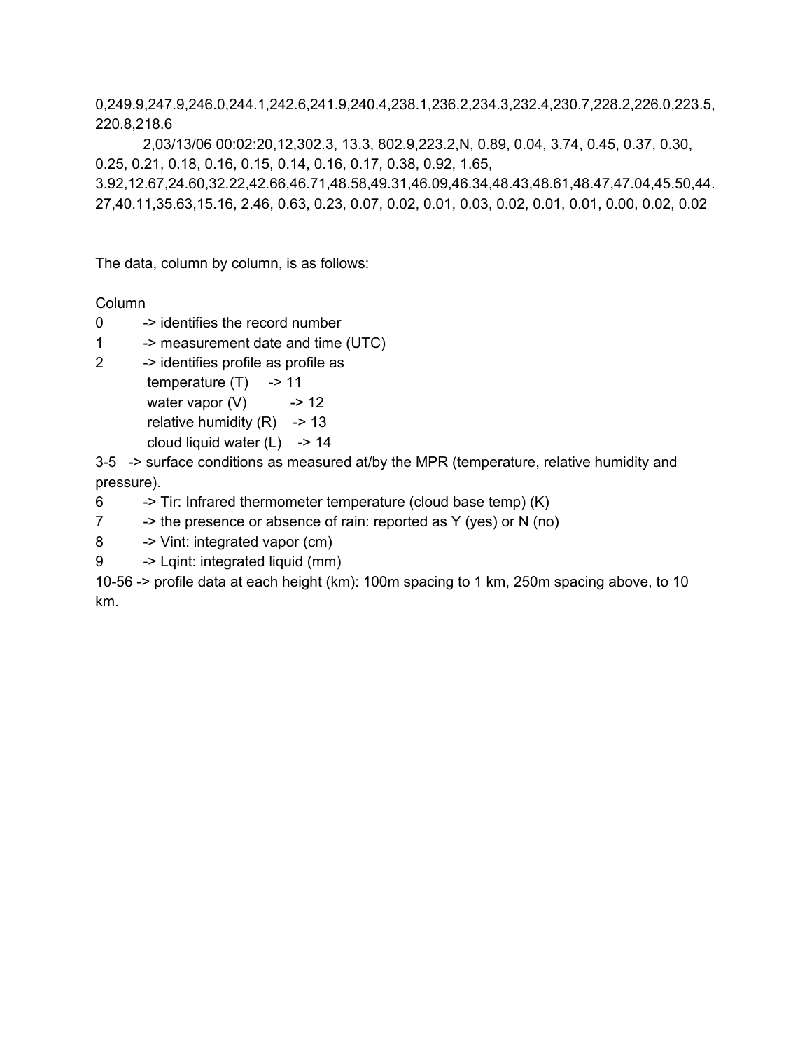0,249.9,247.9,246.0,244.1,242.6,241.9,240.4,238.1,236.2,234.3,232.4,230.7,228.2,226.0,223.5,220.8,218.6

2,03/13/06 00:02:20,12,302.3, 13.3, 802.9,223.2,N, 0.89, 0.04, 3.74, 0.45, 0.37, 0.30, 0.25, 0.21, 0.18, 0.16, 0.15, 0.14, 0.16, 0.17, 0.38, 0.92, 1.65, 3.92,12.67,24.60,32.22,42.66,46.71,48.58,49.31,46.09,46.34,48.43,48.61,48.47,47.04,45.50,44.27,40.11,35.63,15.16, 2.46, 0.63, 0.23, 0.07, 0.02, 0.01, 0.03, 0.02, 0.01, 0.01, 0.00, 0.02, 0.02

The data, column by column, is as follows:

Column

0 -> identifies the record number

1 -> measurement date and time (UTC)

2 -> identifies profile as profile as
- temperature (T) -> 11
- water vapor (V) -> 12
- relative humidity (R) -> 13
- cloud liquid water (L) -> 14

3-5 -> surface conditions as measured at/by the MPR (temperature, relative humidity and pressure).

6 -> Tir: Infrared thermometer temperature (cloud base temp) (K)

7 -> the presence or absence of rain: reported as Y (yes) or N (no)

8 -> Vint: integrated vapor (cm)

9 -> Lqint: integrated liquid (mm)

10-56 -> profile data at each height (km): 100m spacing to 1 km, 250m spacing above, to 10 km.